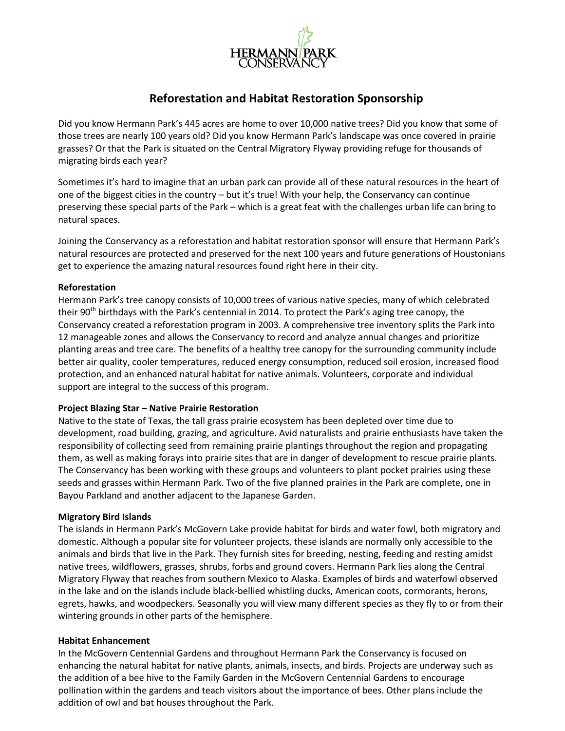HERMANN PARK CONSERVANCY

# Reforestation and Habitat Restoration Sponsorship

Did you know Hermann Park's 445 acres are home to over 10,000 native trees? Did you know that some of those trees are nearly 100 years old? Did you know Hermann Park's landscape was once covered in prairie grasses? Or that the Park is situated on the Central Migratory Flyway providing refuge for thousands of migrating birds each year?

Sometimes it's hard to imagine that an urban park can provide all of these natural resources in the heart of one of the biggest cities in the country – but it's true! With your help, the Conservancy can continue preserving these special parts of the Park – which is a great feat with the challenges urban life can bring to natural spaces.

Joining the Conservancy as a reforestation and habitat restoration sponsor will ensure that Hermann Park's natural resources are protected and preserved for the next 100 years and future generations of Houstonians get to experience the amazing natural resources found right here in their city.

**Reforestation**
Hermann Park's tree canopy consists of 10,000 trees of various native species, many of which celebrated their 90th birthdays with the Park's centennial in 2014. To protect the Park's aging tree canopy, the Conservancy created a reforestation program in 2003. A comprehensive tree inventory splits the Park into 12 manageable zones and allows the Conservancy to record and analyze annual changes and prioritize planting areas and tree care. The benefits of a healthy tree canopy for the surrounding community include better air quality, cooler temperatures, reduced energy consumption, reduced soil erosion, increased flood protection, and an enhanced natural habitat for native animals. Volunteers, corporate and individual support are integral to the success of this program.

**Project Blazing Star – Native Prairie Restoration**
Native to the state of Texas, the tall grass prairie ecosystem has been depleted over time due to development, road building, grazing, and agriculture. Avid naturalists and prairie enthusiasts have taken the responsibility of collecting seed from remaining prairie plantings throughout the region and propagating them, as well as making forays into prairie sites that are in danger of development to rescue prairie plants. The Conservancy has been working with these groups and volunteers to plant pocket prairies using these seeds and grasses within Hermann Park. Two of the five planned prairies in the Park are complete, one in Bayou Parkland and another adjacent to the Japanese Garden.

**Migratory Bird Islands**
The islands in Hermann Park's McGovern Lake provide habitat for birds and water fowl, both migratory and domestic. Although a popular site for volunteer projects, these islands are normally only accessible to the animals and birds that live in the Park. They furnish sites for breeding, nesting, feeding and resting amidst native trees, wildflowers, grasses, shrubs, forbs and ground covers. Hermann Park lies along the Central Migratory Flyway that reaches from southern Mexico to Alaska. Examples of birds and waterfowl observed in the lake and on the islands include black-bellied whistling ducks, American coots, cormorants, herons, egrets, hawks, and woodpeckers. Seasonally you will view many different species as they fly to or from their wintering grounds in other parts of the hemisphere.

**Habitat Enhancement**
In the McGovern Centennial Gardens and throughout Hermann Park the Conservancy is focused on enhancing the natural habitat for native plants, animals, insects, and birds. Projects are underway such as the addition of a bee hive to the Family Garden in the McGovern Centennial Gardens to encourage pollination within the gardens and teach visitors about the importance of bees. Other plans include the addition of owl and bat houses throughout the Park.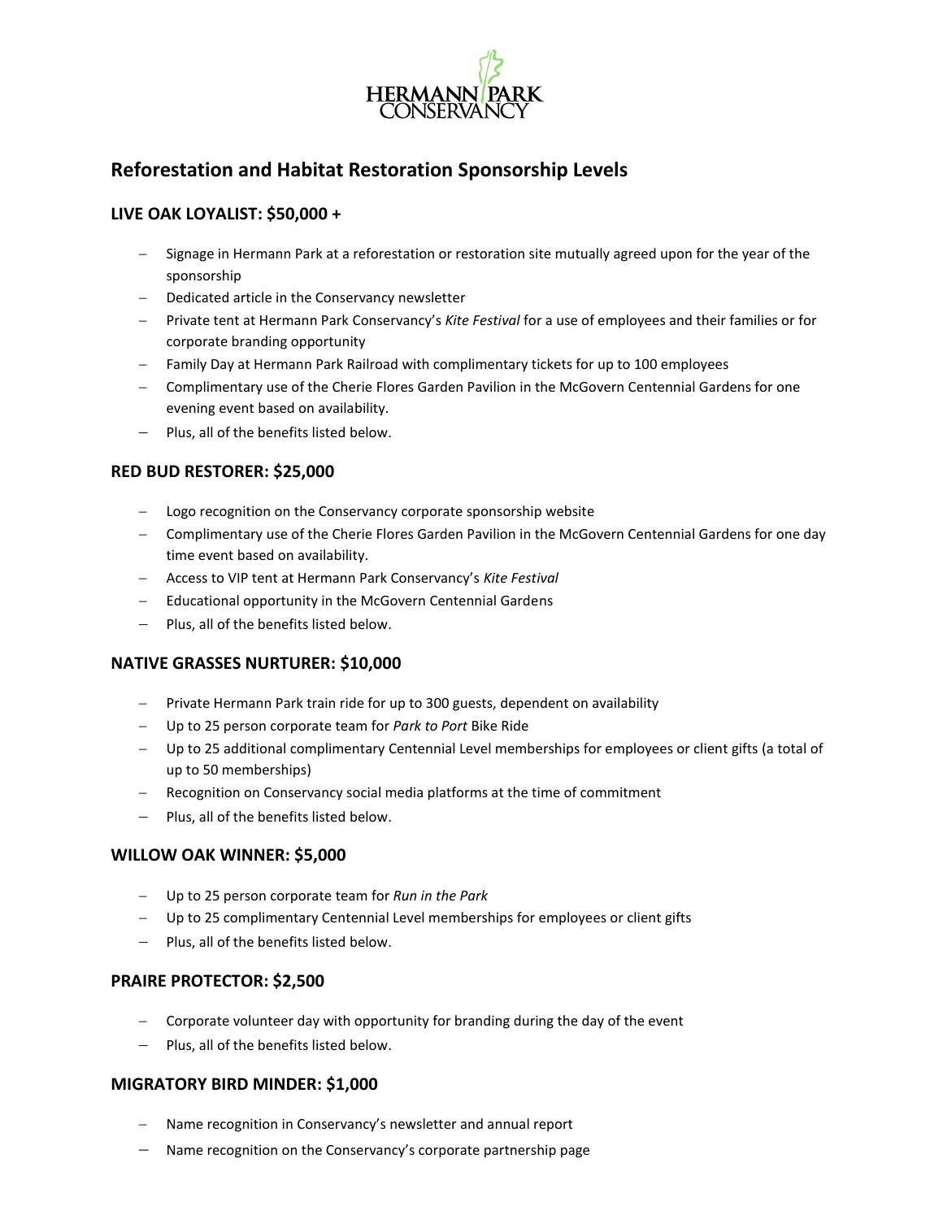HERMANN PARK CONSERVANCY

## Reforestation and Habitat Restoration Sponsorship Levels

### LIVE OAK LOYALIST: $50,000 +

- Signage in Hermann Park at a reforestation or restoration site mutually agreed upon for the year of the sponsorship
- Dedicated article in the Conservancy newsletter
- Private tent at Hermann Park Conservancy's *Kite Festival* for a use of employees and their families or for corporate branding opportunity
- Family Day at Hermann Park Railroad with complimentary tickets for up to 100 employees
- Complimentary use of the Cherie Flores Garden Pavilion in the McGovern Centennial Gardens for one evening event based on availability.
- Plus, all of the benefits listed below.

### RED BUD RESTORER: $25,000

- Logo recognition on the Conservancy corporate sponsorship website
- Complimentary use of the Cherie Flores Garden Pavilion in the McGovern Centennial Gardens for one day time event based on availability.
- Access to VIP tent at Hermann Park Conservancy's *Kite Festival*
- Educational opportunity in the McGovern Centennial Gardens
- Plus, all of the benefits listed below.

### NATIVE GRASSES NURTURER: $10,000

- Private Hermann Park train ride for up to 300 guests, dependent on availability
- Up to 25 person corporate team for *Park to Port* Bike Ride
- Up to 25 additional complimentary Centennial Level memberships for employees or client gifts (a total of up to 50 memberships)
- Recognition on Conservancy social media platforms at the time of commitment
- Plus, all of the benefits listed below.

### WILLOW OAK WINNER: $5,000

- Up to 25 person corporate team for *Run in the Park*
- Up to 25 complimentary Centennial Level memberships for employees or client gifts
- Plus, all of the benefits listed below.

### PRAIRE PROTECTOR: $2,500

- Corporate volunteer day with opportunity for branding during the day of the event
- Plus, all of the benefits listed below.

### MIGRATORY BIRD MINDER: $1,000

- Name recognition in Conservancy's newsletter and annual report
- Name recognition on the Conservancy's corporate partnership page